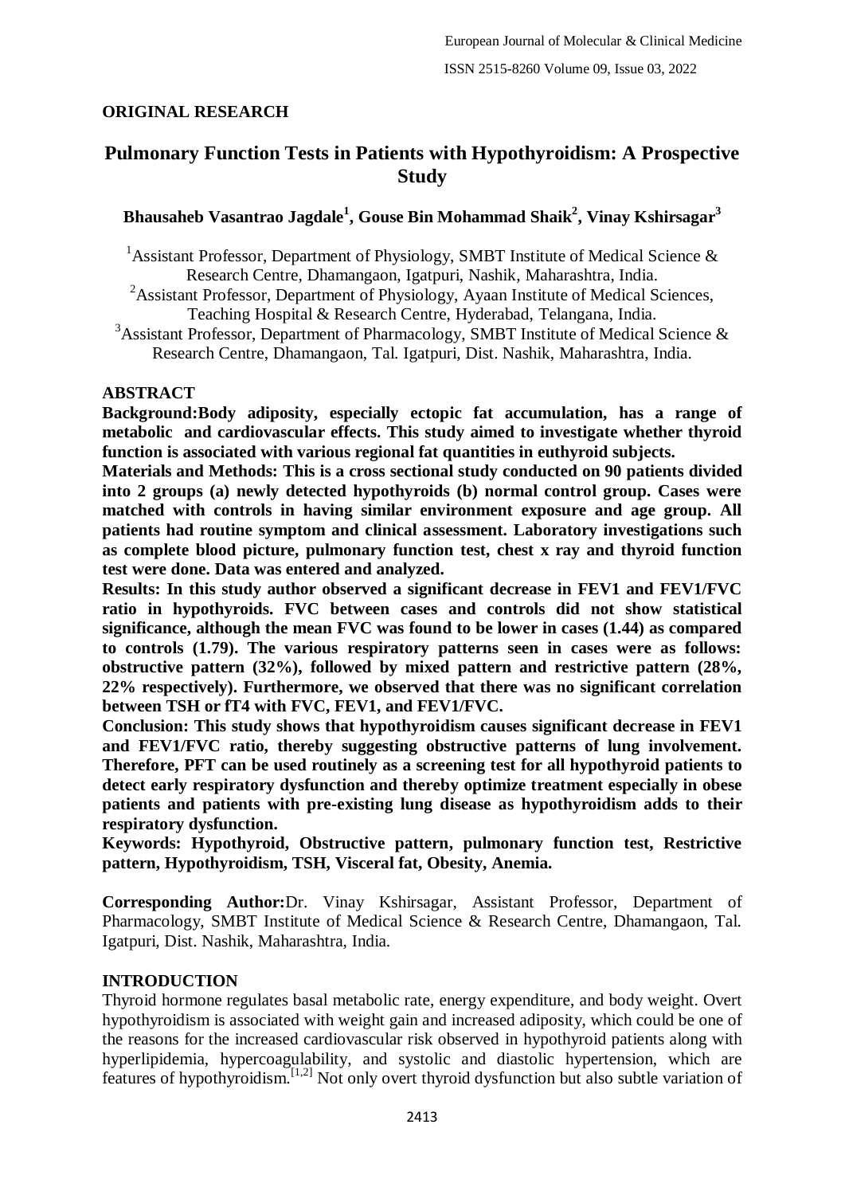**ORIGINAL RESEARCH**

# Pulmonary Function Tests in Patients with Hypothyroidism: A Prospective Study

**Bhausaheb Vasantrao Jagdale[1], Gouse Bin Mohammad Shaik[2], Vinay Kshirsagar[3]**

[1]Assistant Professor, Department of Physiology, SMBT Institute of Medical Science & Research Centre, Dhamangaon, Igatpuri, Nashik, Maharashtra, India.
[2]Assistant Professor, Department of Physiology, Ayaan Institute of Medical Sciences, Teaching Hospital & Research Centre, Hyderabad, Telangana, India.
[3]Assistant Professor, Department of Pharmacology, SMBT Institute of Medical Science & Research Centre, Dhamangaon, Tal. Igatpuri, Dist. Nashik, Maharashtra, India.

## ABSTRACT

**Background:Body adiposity, especially ectopic fat accumulation, has a range of metabolic and cardiovascular effects. This study aimed to investigate whether thyroid function is associated with various regional fat quantities in euthyroid subjects.**

**Materials and Methods: This is a cross sectional study conducted on 90 patients divided into 2 groups (a) newly detected hypothyroids (b) normal control group. Cases were matched with controls in having similar environment exposure and age group. All patients had routine symptom and clinical assessment. Laboratory investigations such as complete blood picture, pulmonary function test, chest x ray and thyroid function test were done. Data was entered and analyzed.**

**Results: In this study author observed a significant decrease in FEV1 and FEV1/FVC ratio in hypothyroids. FVC between cases and controls did not show statistical significance, although the mean FVC was found to be lower in cases (1.44) as compared to controls (1.79). The various respiratory patterns seen in cases were as follows: obstructive pattern (32%), followed by mixed pattern and restrictive pattern (28%, 22% respectively). Furthermore, we observed that there was no significant correlation between TSH or fT4 with FVC, FEV1, and FEV1/FVC.**

**Conclusion: This study shows that hypothyroidism causes significant decrease in FEV1 and FEV1/FVC ratio, thereby suggesting obstructive patterns of lung involvement. Therefore, PFT can be used routinely as a screening test for all hypothyroid patients to detect early respiratory dysfunction and thereby optimize treatment especially in obese patients and patients with pre-existing lung disease as hypothyroidism adds to their respiratory dysfunction.**

**Keywords: Hypothyroid, Obstructive pattern, pulmonary function test, Restrictive pattern, Hypothyroidism, TSH, Visceral fat, Obesity, Anemia.**

**Corresponding Author:**Dr. Vinay Kshirsagar, Assistant Professor, Department of Pharmacology, SMBT Institute of Medical Science & Research Centre, Dhamangaon, Tal. Igatpuri, Dist. Nashik, Maharashtra, India.

## INTRODUCTION

Thyroid hormone regulates basal metabolic rate, energy expenditure, and body weight. Overt hypothyroidism is associated with weight gain and increased adiposity, which could be one of the reasons for the increased cardiovascular risk observed in hypothyroid patients along with hyperlipidemia, hypercoagulability, and systolic and diastolic hypertension, which are features of hypothyroidism.[1,2] Not only overt thyroid dysfunction but also subtle variation of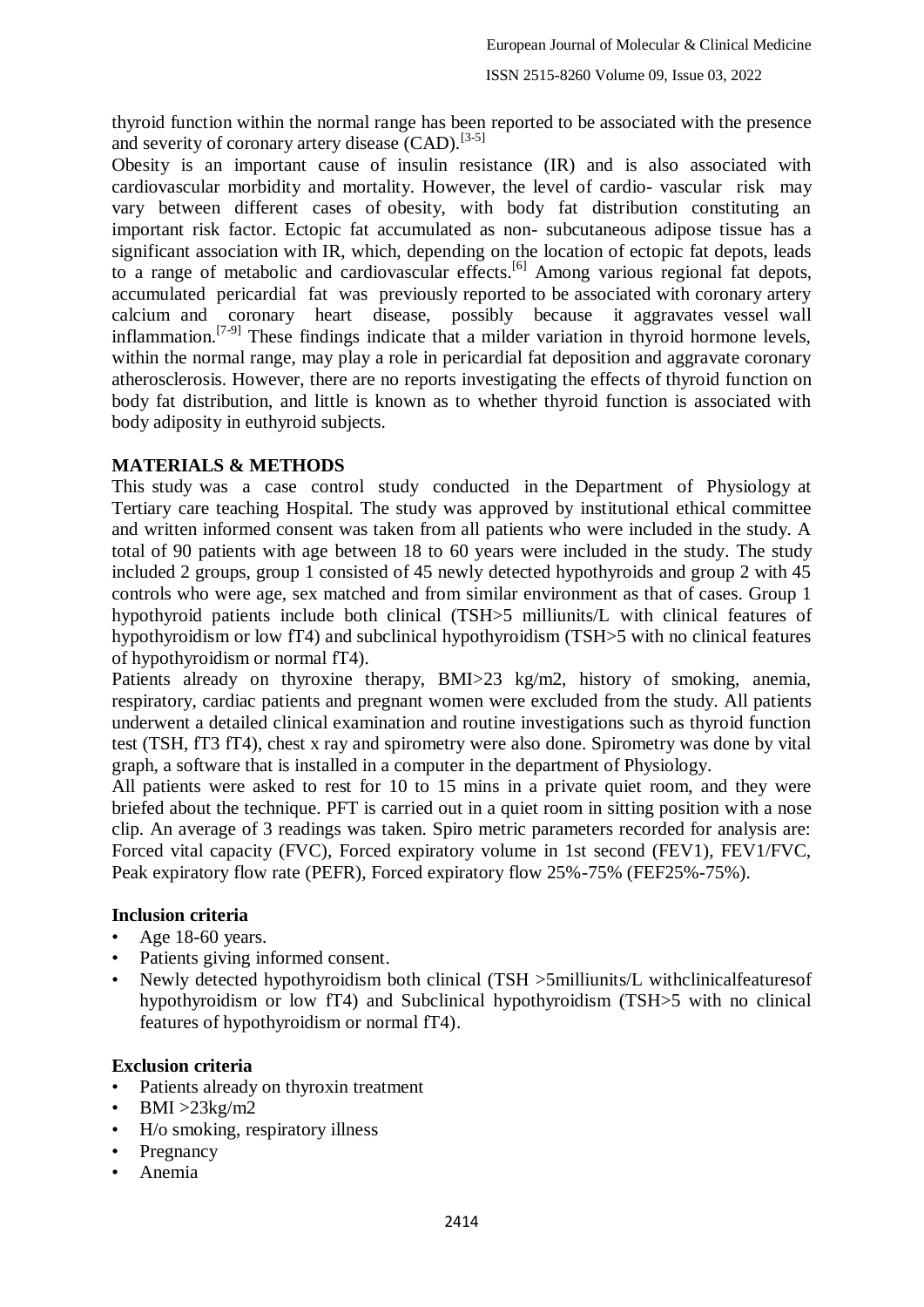thyroid function within the normal range has been reported to be associated with the presence and severity of coronary artery disease (CAD).[3-5]

Obesity is an important cause of insulin resistance (IR) and is also associated with cardiovascular morbidity and mortality. However, the level of cardio- vascular risk may vary between different cases of obesity, with body fat distribution constituting an important risk factor. Ectopic fat accumulated as non- subcutaneous adipose tissue has a significant association with IR, which, depending on the location of ectopic fat depots, leads to a range of metabolic and cardiovascular effects.[6] Among various regional fat depots, accumulated pericardial fat was previously reported to be associated with coronary artery calcium and coronary heart disease, possibly because it aggravates vessel wall inflammation.[7-9] These findings indicate that a milder variation in thyroid hormone levels, within the normal range, may play a role in pericardial fat deposition and aggravate coronary atherosclerosis. However, there are no reports investigating the effects of thyroid function on body fat distribution, and little is known as to whether thyroid function is associated with body adiposity in euthyroid subjects.

## MATERIALS & METHODS

This study was a case control study conducted in the Department of Physiology at Tertiary care teaching Hospital. The study was approved by institutional ethical committee and written informed consent was taken from all patients who were included in the study. A total of 90 patients with age between 18 to 60 years were included in the study. The study included 2 groups, group 1 consisted of 45 newly detected hypothyroids and group 2 with 45 controls who were age, sex matched and from similar environment as that of cases. Group 1 hypothyroid patients include both clinical (TSH>5 milliunits/L with clinical features of hypothyroidism or low fT4) and subclinical hypothyroidism (TSH>5 with no clinical features of hypothyroidism or normal fT4).

Patients already on thyroxine therapy, BMI>23 kg/m2, history of smoking, anemia, respiratory, cardiac patients and pregnant women were excluded from the study. All patients underwent a detailed clinical examination and routine investigations such as thyroid function test (TSH, fT3 fT4), chest x ray and spirometry were also done. Spirometry was done by vital graph, a software that is installed in a computer in the department of Physiology.

All patients were asked to rest for 10 to 15 mins in a private quiet room, and they were briefed about the technique. PFT is carried out in a quiet room in sitting position with a nose clip. An average of 3 readings was taken. Spiro metric parameters recorded for analysis are: Forced vital capacity (FVC), Forced expiratory volume in 1st second (FEV1), FEV1/FVC, Peak expiratory flow rate (PEFR), Forced expiratory flow 25%-75% (FEF25%-75%).

### Inclusion criteria

- Age 18-60 years.
- Patients giving informed consent.
- Newly detected hypothyroidism both clinical (TSH >5milliunits/L withclinicalfeaturesof hypothyroidism or low fT4) and Subclinical hypothyroidism (TSH>5 with no clinical features of hypothyroidism or normal fT4).

### Exclusion criteria

- Patients already on thyroxin treatment
- BMI >23kg/m2
- H/o smoking, respiratory illness
- Pregnancy
- Anemia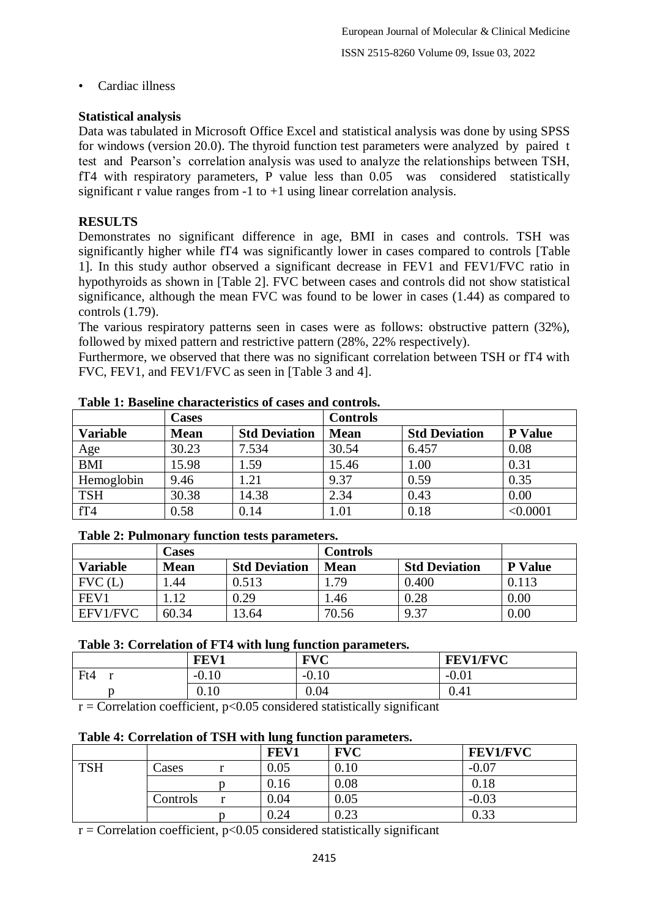- Cardiac illness

**Statistical analysis**

Data was tabulated in Microsoft Office Excel and statistical analysis was done by using SPSS for windows (version 20.0). The thyroid function test parameters were analyzed by paired t test and Pearson's correlation analysis was used to analyze the relationships between TSH, fT4 with respiratory parameters, P value less than 0.05 was considered statistically significant r value ranges from -1 to +1 using linear correlation analysis.

## RESULTS

Demonstrates no significant difference in age, BMI in cases and controls. TSH was significantly higher while fT4 was significantly lower in cases compared to controls [Table 1]. In this study author observed a significant decrease in FEV1 and FEV1/FVC ratio in hypothyroids as shown in [Table 2]. FVC between cases and controls did not show statistical significance, although the mean FVC was found to be lower in cases (1.44) as compared to controls (1.79).

The various respiratory patterns seen in cases were as follows: obstructive pattern (32%), followed by mixed pattern and restrictive pattern (28%, 22% respectively).

Furthermore, we observed that there was no significant correlation between TSH or fT4 with FVC, FEV1, and FEV1/FVC as seen in [Table 3 and 4].

**Table 1: Baseline characteristics of cases and controls.**

| | Cases | | Controls | | |
|---|---|---|---|---|---|
| **Variable** | **Mean** | **Std Deviation** | **Mean** | **Std Deviation** | **P Value** |
| Age | 30.23 | 7.534 | 30.54 | 6.457 | 0.08 |
| BMI | 15.98 | 1.59 | 15.46 | 1.00 | 0.31 |
| Hemoglobin | 9.46 | 1.21 | 9.37 | 0.59 | 0.35 |
| TSH | 30.38 | 14.38 | 2.34 | 0.43 | 0.00 |
| fT4 | 0.58 | 0.14 | 1.01 | 0.18 | <0.0001 |

**Table 2: Pulmonary function tests parameters.**

| | Cases | | Controls | | |
|---|---|---|---|---|---|
| **Variable** | **Mean** | **Std Deviation** | **Mean** | **Std Deviation** | **P Value** |
| FVC (L) | 1.44 | 0.513 | 1.79 | 0.400 | 0.113 |
| FEV1 | 1.12 | 0.29 | 1.46 | 0.28 | 0.00 |
| EFV1/FVC | 60.34 | 13.64 | 70.56 | 9.37 | 0.00 |

**Table 3: Correlation of FT4 with lung function parameters.**

| | **FEV1** | **FVC** | **FEV1/FVC** |
|---|---|---|---|
| Ft4 r | -0.10 | -0.10 | -0.01 |
| p | 0.10 | 0.04 | 0.41 |

r = Correlation coefficient, p<0.05 considered statistically significant

**Table 4: Correlation of TSH with lung function parameters.**

| | | **FEV1** | **FVC** | **FEV1/FVC** |
|---|---|---|---|---|
| TSH | Cases r | 0.05 | 0.10 | -0.07 |
| | p | 0.16 | 0.08 | 0.18 |
| | Controls r | 0.04 | 0.05 | -0.03 |
| | p | 0.24 | 0.23 | 0.33 |

r = Correlation coefficient, p<0.05 considered statistically significant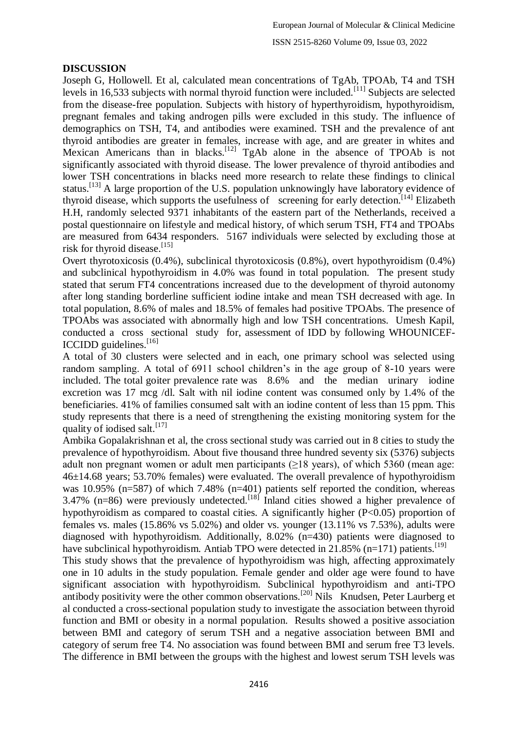## DISCUSSION

Joseph G, Hollowell. Et al, calculated mean concentrations of TgAb, TPOAb, T4 and TSH levels in 16,533 subjects with normal thyroid function were included.[11] Subjects are selected from the disease-free population. Subjects with history of hyperthyroidism, hypothyroidism, pregnant females and taking androgen pills were excluded in this study. The influence of demographics on TSH, T4, and antibodies were examined. TSH and the prevalence of ant thyroid antibodies are greater in females, increase with age, and are greater in whites and Mexican Americans than in blacks.[12] TgAb alone in the absence of TPOAb is not significantly associated with thyroid disease. The lower prevalence of thyroid antibodies and lower TSH concentrations in blacks need more research to relate these findings to clinical status.[13] A large proportion of the U.S. population unknowingly have laboratory evidence of thyroid disease, which supports the usefulness of screening for early detection.[14] Elizabeth H.H, randomly selected 9371 inhabitants of the eastern part of the Netherlands, received a postal questionnaire on lifestyle and medical history, of which serum TSH, FT4 and TPOAbs are measured from 6434 responders. 5167 individuals were selected by excluding those at risk for thyroid disease.[15]

Overt thyrotoxicosis (0.4%), subclinical thyrotoxicosis (0.8%), overt hypothyroidism (0.4%) and subclinical hypothyroidism in 4.0% was found in total population. The present study stated that serum FT4 concentrations increased due to the development of thyroid autonomy after long standing borderline sufficient iodine intake and mean TSH decreased with age. In total population, 8.6% of males and 18.5% of females had positive TPOAbs. The presence of TPOAbs was associated with abnormally high and low TSH concentrations. Umesh Kapil, conducted a cross sectional study for, assessment of IDD by following WHOUNICEF-ICCIDD guidelines.[16]

A total of 30 clusters were selected and in each, one primary school was selected using random sampling. A total of 6911 school children's in the age group of 8-10 years were included. The total goiter prevalence rate was 8.6% and the median urinary iodine excretion was 17 mcg /dl. Salt with nil iodine content was consumed only by 1.4% of the beneficiaries. 41% of families consumed salt with an iodine content of less than 15 ppm. This study represents that there is a need of strengthening the existing monitoring system for the quality of iodised salt.[17]

Ambika Gopalakrishnan et al, the cross sectional study was carried out in 8 cities to study the prevalence of hypothyroidism. About five thousand three hundred seventy six (5376) subjects adult non pregnant women or adult men participants (≥18 years), of which 5360 (mean age: 46±14.68 years; 53.70% females) were evaluated. The overall prevalence of hypothyroidism was 10.95% (n=587) of which 7.48% (n=401) patients self reported the condition, whereas 3.47% (n=86) were previously undetected.[18] Inland cities showed a higher prevalence of hypothyroidism as compared to coastal cities. A significantly higher ($P<0.05$) proportion of females vs. males (15.86% vs 5.02%) and older vs. younger (13.11% vs 7.53%), adults were diagnosed with hypothyroidism. Additionally, 8.02% (n=430) patients were diagnosed to have subclinical hypothyroidism. Antiab TPO were detected in 21.85% (n=171) patients.[19]

This study shows that the prevalence of hypothyroidism was high, affecting approximately one in 10 adults in the study population. Female gender and older age were found to have significant association with hypothyroidism. Subclinical hypothyroidism and anti-TPO antibody positivity were the other common observations.[20] Nils Knudsen, Peter Laurberg et al conducted a cross-sectional population study to investigate the association between thyroid function and BMI or obesity in a normal population. Results showed a positive association between BMI and category of serum TSH and a negative association between BMI and category of serum free T4. No association was found between BMI and serum free T3 levels. The difference in BMI between the groups with the highest and lowest serum TSH levels was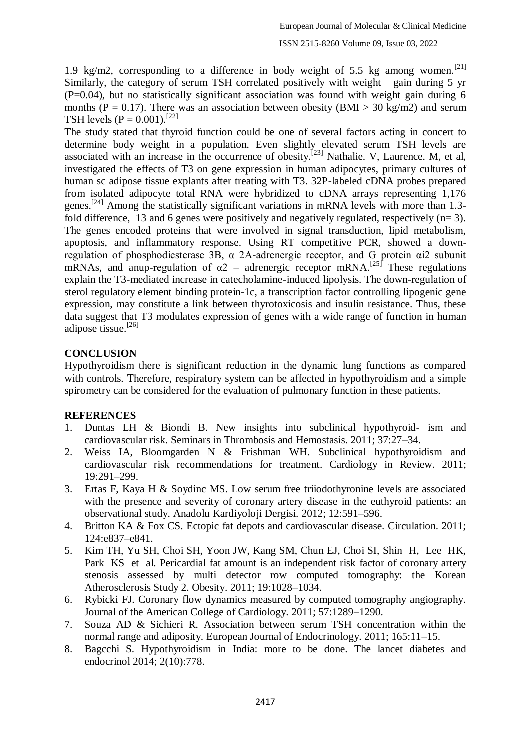1.9 kg/m2, corresponding to a difference in body weight of 5.5 kg among women.[21] Similarly, the category of serum TSH correlated positively with weight gain during 5 yr (P=0.04), but no statistically significant association was found with weight gain during 6 months (P = 0.17). There was an association between obesity (BMI > 30 kg/m2) and serum TSH levels (P = 0.001).[22]

The study stated that thyroid function could be one of several factors acting in concert to determine body weight in a population. Even slightly elevated serum TSH levels are associated with an increase in the occurrence of obesity.[23] Nathalie. V, Laurence. M, et al, investigated the effects of T3 on gene expression in human adipocytes, primary cultures of human sc adipose tissue explants after treating with T3. 32P-labeled cDNA probes prepared from isolated adipocyte total RNA were hybridized to cDNA arrays representing 1,176 genes.[24] Among the statistically significant variations in mRNA levels with more than 1.3-fold difference, 13 and 6 genes were positively and negatively regulated, respectively (n= 3). The genes encoded proteins that were involved in signal transduction, lipid metabolism, apoptosis, and inflammatory response. Using RT competitive PCR, showed a down-regulation of phosphodiesterase 3B, α 2A-adrenergic receptor, and G protein αi2 subunit mRNAs, and anup-regulation of α2 – adrenergic receptor mRNA.[25] These regulations explain the T3-mediated increase in catecholamine-induced lipolysis. The down-regulation of sterol regulatory element binding protein-1c, a transcription factor controlling lipogenic gene expression, may constitute a link between thyrotoxicosis and insulin resistance. Thus, these data suggest that T3 modulates expression of genes with a wide range of function in human adipose tissue.[26]

## CONCLUSION

Hypothyroidism there is significant reduction in the dynamic lung functions as compared with controls. Therefore, respiratory system can be affected in hypothyroidism and a simple spirometry can be considered for the evaluation of pulmonary function in these patients.

## REFERENCES

1. Duntas LH & Biondi B. New insights into subclinical hypothyroid- ism and cardiovascular risk. Seminars in Thrombosis and Hemostasis. 2011; 37:27–34.
2. Weiss IA, Bloomgarden N & Frishman WH. Subclinical hypothyroidism and cardiovascular risk recommendations for treatment. Cardiology in Review. 2011; 19:291–299.
3. Ertas F, Kaya H & Soydinc MS. Low serum free triiodothyronine levels are associated with the presence and severity of coronary artery disease in the euthyroid patients: an observational study. Anadolu Kardiyoloji Dergisi. 2012; 12:591–596.
4. Britton KA & Fox CS. Ectopic fat depots and cardiovascular disease. Circulation. 2011; 124:e837–e841.
5. Kim TH, Yu SH, Choi SH, Yoon JW, Kang SM, Chun EJ, Choi SI, Shin H, Lee HK, Park KS et al. Pericardial fat amount is an independent risk factor of coronary artery stenosis assessed by multi detector row computed tomography: the Korean Atherosclerosis Study 2. Obesity. 2011; 19:1028–1034.
6. Rybicki FJ. Coronary flow dynamics measured by computed tomography angiography. Journal of the American College of Cardiology. 2011; 57:1289–1290.
7. Souza AD & Sichieri R. Association between serum TSH concentration within the normal range and adiposity. European Journal of Endocrinology. 2011; 165:11–15.
8. Bagcchi S. Hypothyroidism in India: more to be done. The lancet diabetes and endocrinol 2014; 2(10):778.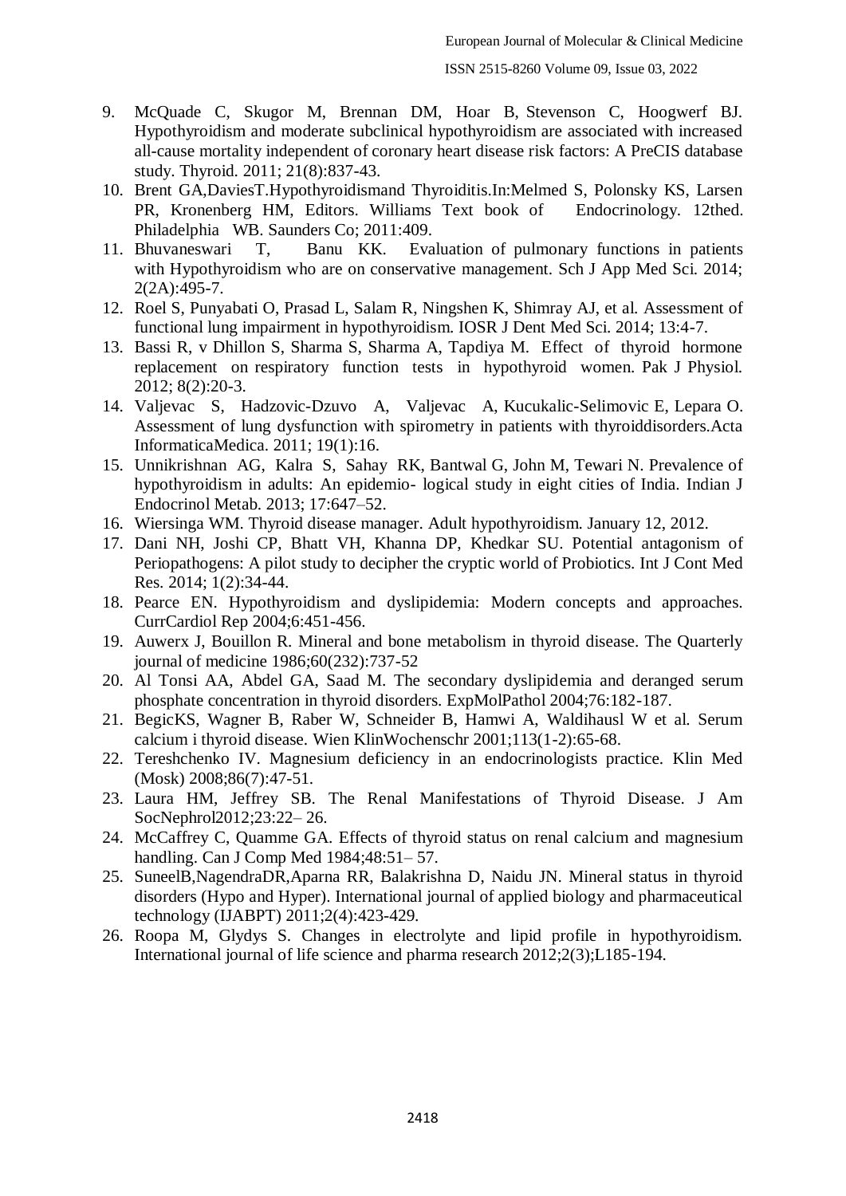9. McQuade C, Skugor M, Brennan DM, Hoar B, Stevenson C, Hoogwerf BJ. Hypothyroidism and moderate subclinical hypothyroidism are associated with increased all-cause mortality independent of coronary heart disease risk factors: A PreCIS database study. Thyroid. 2011; 21(8):837-43.
10. Brent GA,DaviesT.Hypothyroidismand Thyroiditis.In:Melmed S, Polonsky KS, Larsen PR, Kronenberg HM, Editors. Williams Text book of Endocrinology. 12thed. Philadelphia WB. Saunders Co; 2011:409.
11. Bhuvaneswari T, Banu KK. Evaluation of pulmonary functions in patients with Hypothyroidism who are on conservative management. Sch J App Med Sci. 2014; 2(2A):495-7.
12. Roel S, Punyabati O, Prasad L, Salam R, Ningshen K, Shimray AJ, et al. Assessment of functional lung impairment in hypothyroidism. IOSR J Dent Med Sci. 2014; 13:4-7.
13. Bassi R, v Dhillon S, Sharma S, Sharma A, Tapdiya M. Effect of thyroid hormone replacement on respiratory function tests in hypothyroid women. Pak J Physiol. 2012; 8(2):20-3.
14. Valjevac S, Hadzovic-Dzuvo A, Valjevac A, Kucukalic-Selimovic E, Lepara O. Assessment of lung dysfunction with spirometry in patients with thyroiddisorders.Acta InformaticaMedica. 2011; 19(1):16.
15. Unnikrishnan AG, Kalra S, Sahay RK, Bantwal G, John M, Tewari N. Prevalence of hypothyroidism in adults: An epidemio- logical study in eight cities of India. Indian J Endocrinol Metab. 2013; 17:647–52.
16. Wiersinga WM. Thyroid disease manager. Adult hypothyroidism. January 12, 2012.
17. Dani NH, Joshi CP, Bhatt VH, Khanna DP, Khedkar SU. Potential antagonism of Periopathogens: A pilot study to decipher the cryptic world of Probiotics. Int J Cont Med Res. 2014; 1(2):34-44.
18. Pearce EN. Hypothyroidism and dyslipidemia: Modern concepts and approaches. CurrCardiol Rep 2004;6:451-456.
19. Auwerx J, Bouillon R. Mineral and bone metabolism in thyroid disease. The Quarterly journal of medicine 1986;60(232):737-52
20. Al Tonsi AA, Abdel GA, Saad M. The secondary dyslipidemia and deranged serum phosphate concentration in thyroid disorders. ExpMolPathol 2004;76:182-187.
21. BegicKS, Wagner B, Raber W, Schneider B, Hamwi A, Waldihausl W et al. Serum calcium i thyroid disease. Wien KlinWochenschr 2001;113(1-2):65-68.
22. Tereshchenko IV. Magnesium deficiency in an endocrinologists practice. Klin Med (Mosk) 2008;86(7):47-51.
23. Laura HM, Jeffrey SB. The Renal Manifestations of Thyroid Disease. J Am SocNephrol2012;23:22– 26.
24. McCaffrey C, Quamme GA. Effects of thyroid status on renal calcium and magnesium handling. Can J Comp Med 1984;48:51– 57.
25. SuneelB,NagendraDR,Aparna RR, Balakrishna D, Naidu JN. Mineral status in thyroid disorders (Hypo and Hyper). International journal of applied biology and pharmaceutical technology (IJABPT) 2011;2(4):423-429.
26. Roopa M, Glydys S. Changes in electrolyte and lipid profile in hypothyroidism. International journal of life science and pharma research 2012;2(3);L185-194.